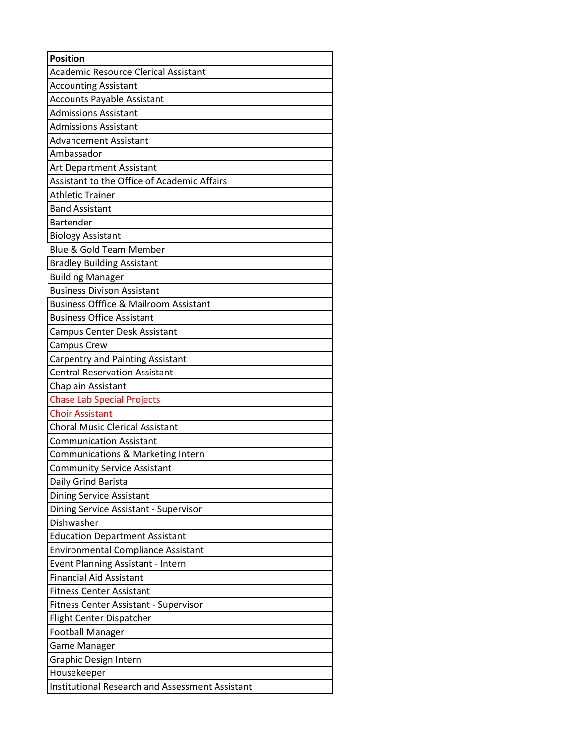| Position |
| --- |
| Academic Resource Clerical Assistant |
| Accounting Assistant |
| Accounts Payable Assistant |
| Admissions Assistant |
| Admissions Assistant |
| Advancement Assistant |
| Ambassador |
| Art Department Assistant |
| Assistant to the Office of Academic Affairs |
| Athletic Trainer |
| Band Assistant |
| Bartender |
| Biology Assistant |
| Blue & Gold Team Member |
| Bradley Building Assistant |
| Building Manager |
| Business Divison Assistant |
| Business Offfice & Mailroom Assistant |
| Business Office Assistant |
| Campus Center Desk Assistant |
| Campus Crew |
| Carpentry and Painting Assistant |
| Central Reservation Assistant |
| Chaplain Assistant |
| Chase Lab Special Projects |
| Choir Assistant |
| Choral Music Clerical Assistant |
| Communication Assistant |
| Communications & Marketing Intern |
| Community Service Assistant |
| Daily Grind Barista |
| Dining Service Assistant |
| Dining Service Assistant - Supervisor |
| Dishwasher |
| Education Department Assistant |
| Environmental Compliance Assistant |
| Event Planning Assistant - Intern |
| Financial Aid Assistant |
| Fitness Center Assistant |
| Fitness Center Assistant - Supervisor |
| Flight Center Dispatcher |
| Football Manager |
| Game Manager |
| Graphic Design Intern |
| Housekeeper |
| Institutional Research and Assessment Assistant |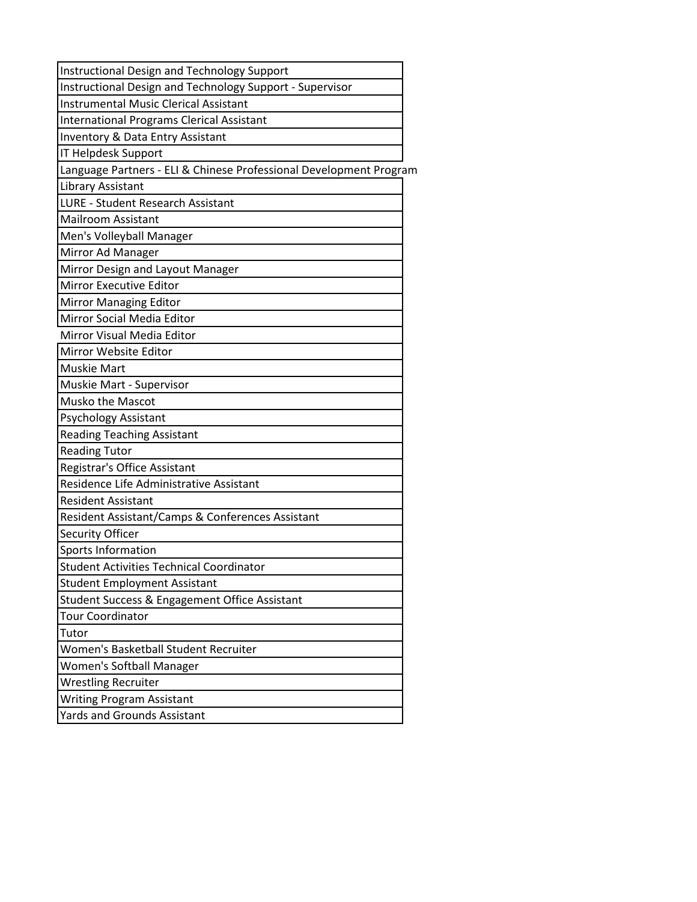| |
|---|
| Instructional Design and Technology Support |
| Instructional Design and Technology Support - Supervisor |
| Instrumental Music Clerical Assistant |
| International Programs Clerical Assistant |
| Inventory & Data Entry Assistant |
| IT Helpdesk Support |
| Language Partners - ELI & Chinese Professional Development Program |
| Library Assistant |
| LURE - Student Research Assistant |
| Mailroom Assistant |
| Men's Volleyball Manager |
| Mirror Ad Manager |
| Mirror Design and Layout Manager |
| Mirror Executive Editor |
| Mirror Managing Editor |
| Mirror Social Media Editor |
| Mirror Visual Media Editor |
| Mirror Website Editor |
| Muskie Mart |
| Muskie Mart - Supervisor |
| Musko the Mascot |
| Psychology Assistant |
| Reading Teaching Assistant |
| Reading Tutor |
| Registrar's Office Assistant |
| Residence Life Administrative Assistant |
| Resident Assistant |
| Resident Assistant/Camps & Conferences Assistant |
| Security Officer |
| Sports Information |
| Student Activities Technical Coordinator |
| Student Employment Assistant |
| Student Success & Engagement Office Assistant |
| Tour Coordinator |
| Tutor |
| Women's Basketball Student Recruiter |
| Women's Softball Manager |
| Wrestling Recruiter |
| Writing Program Assistant |
| Yards and Grounds Assistant |